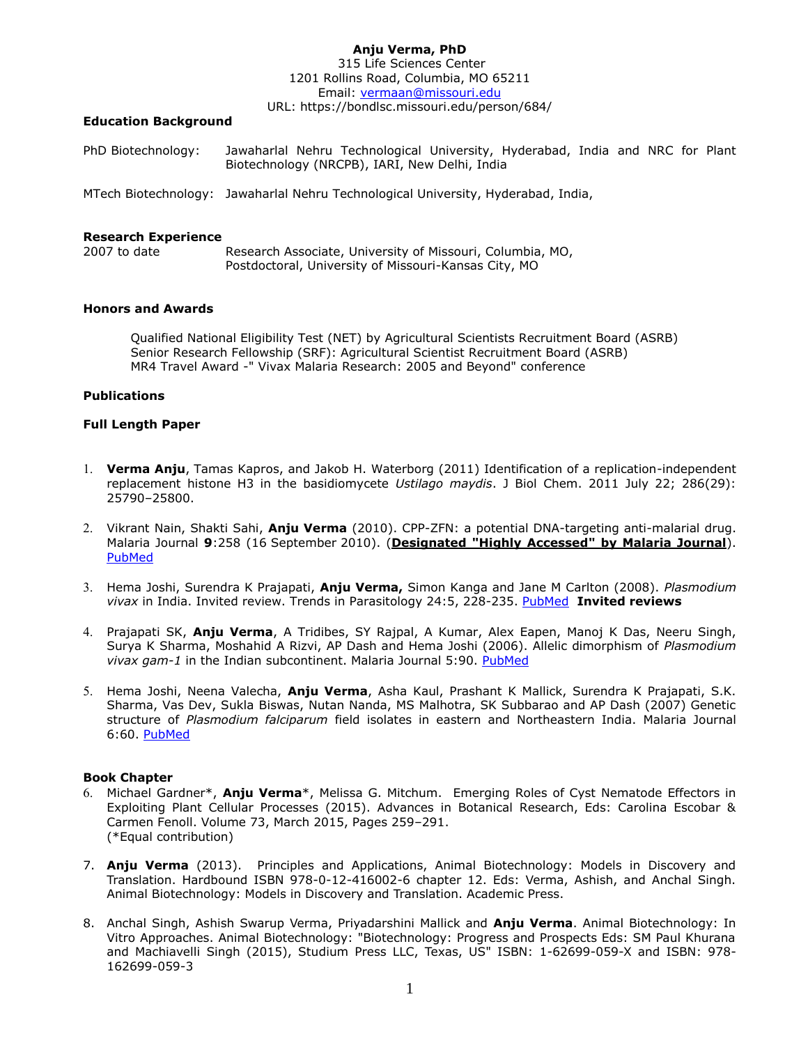# Anju Verma, PhD

315 Life Sciences Center
1201 Rollins Road, Columbia, MO 65211
Email: vermaan@missouri.edu
URL: https://bondlsc.missouri.edu/person/684/

## Education Background

PhD Biotechnology: Jawaharlal Nehru Technological University, Hyderabad, India and NRC for Plant Biotechnology (NRCPB), IARI, New Delhi, India

MTech Biotechnology: Jawaharlal Nehru Technological University, Hyderabad, India,

## Research Experience

2007 to date: Research Associate, University of Missouri, Columbia, MO,
Postdoctoral, University of Missouri-Kansas City, MO

## Honors and Awards

Qualified National Eligibility Test (NET) by Agricultural Scientists Recruitment Board (ASRB)
Senior Research Fellowship (SRF): Agricultural Scientist Recruitment Board (ASRB)
MR4 Travel Award -" Vivax Malaria Research: 2005 and Beyond" conference

## Publications

### Full Length Paper

1. **Verma Anju**, Tamas Kapros, and Jakob H. Waterborg (2011) Identification of a replication-independent replacement histone H3 in the basidiomycete *Ustilago maydis*. J Biol Chem. 2011 July 22; 286(29): 25790–25800.

2. Vikrant Nain, Shakti Sahi, **Anju Verma** (2010). CPP-ZFN: a potential DNA-targeting anti-malarial drug. Malaria Journal **9**:258 (16 September 2010). (**Designated "Highly Accessed" by Malaria Journal**). PubMed

3. Hema Joshi, Surendra K Prajapati, **Anju Verma,** Simon Kanga and Jane M Carlton (2008). *Plasmodium vivax* in India. Invited review. Trends in Parasitology 24:5, 228-235. PubMed **Invited reviews**

4. Prajapati SK, **Anju Verma**, A Tridibes, SY Rajpal, A Kumar, Alex Eapen, Manoj K Das, Neeru Singh, Surya K Sharma, Moshahid A Rizvi, AP Dash and Hema Joshi (2006). Allelic dimorphism of *Plasmodium vivax gam-1* in the Indian subcontinent. Malaria Journal 5:90. PubMed

5. Hema Joshi, Neena Valecha, **Anju Verma**, Asha Kaul, Prashant K Mallick, Surendra K Prajapati, S.K. Sharma, Vas Dev, Sukla Biswas, Nutan Nanda, MS Malhotra, SK Subbarao and AP Dash (2007) Genetic structure of *Plasmodium falciparum* field isolates in eastern and Northeastern India. Malaria Journal 6:60. PubMed

### Book Chapter

6. Michael Gardner*, **Anju Verma***, Melissa G. Mitchum. Emerging Roles of Cyst Nematode Effectors in Exploiting Plant Cellular Processes (2015). Advances in Botanical Research, Eds: Carolina Escobar & Carmen Fenoll. Volume 73, March 2015, Pages 259–291.
(*Equal contribution)

7. **Anju Verma** (2013). Principles and Applications, Animal Biotechnology: Models in Discovery and Translation. Hardbound ISBN 978-0-12-416002-6 chapter 12. Eds: Verma, Ashish, and Anchal Singh. Animal Biotechnology: Models in Discovery and Translation. Academic Press.

8. Anchal Singh, Ashish Swarup Verma, Priyadarshini Mallick and **Anju Verma**. Animal Biotechnology: In Vitro Approaches. Animal Biotechnology: "Biotechnology: Progress and Prospects Eds: SM Paul Khurana and Machiavelli Singh (2015), Studium Press LLC, Texas, US" ISBN: 1-62699-059-X and ISBN: 978-162699-059-3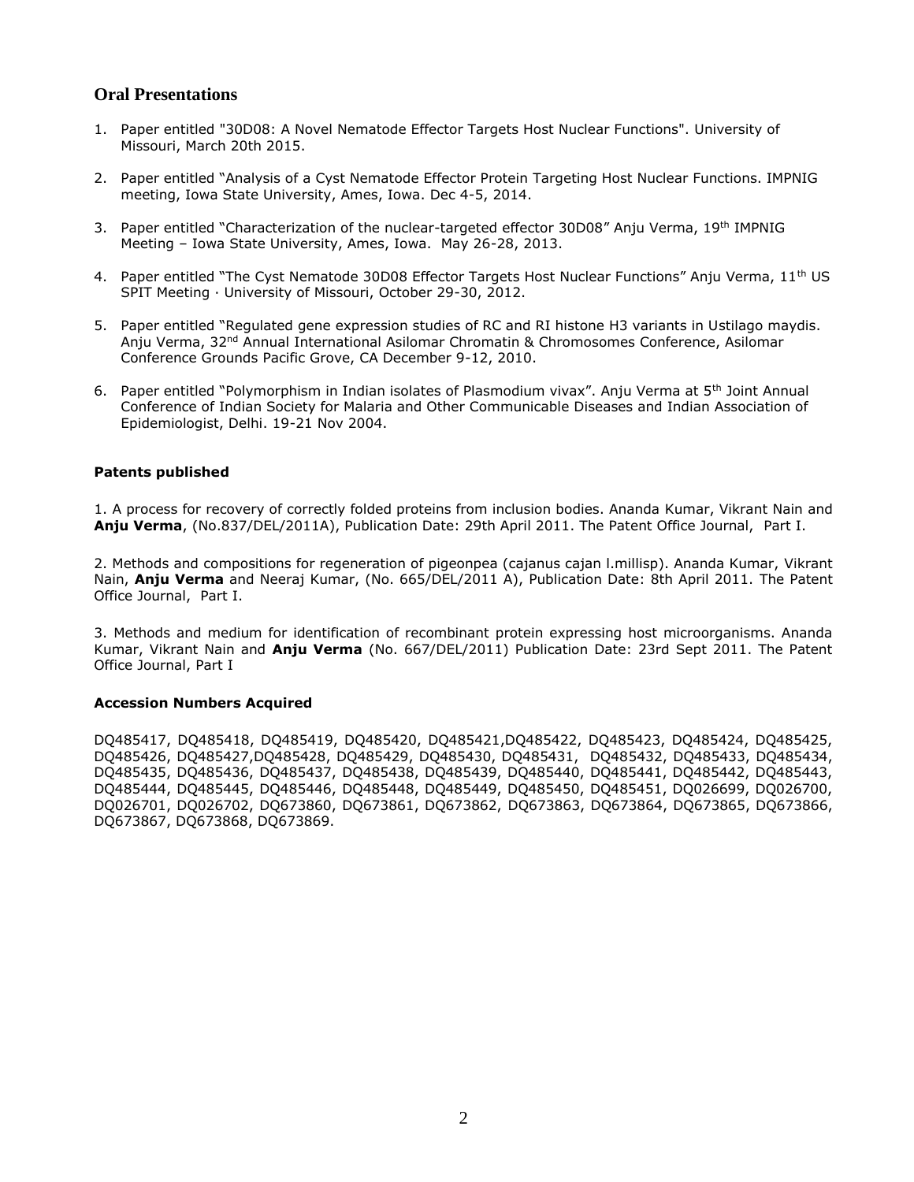## Oral Presentations

1. Paper entitled "30D08: A Novel Nematode Effector Targets Host Nuclear Functions". University of Missouri, March 20th 2015.

2. Paper entitled "Analysis of a Cyst Nematode Effector Protein Targeting Host Nuclear Functions. IMPNIG meeting, Iowa State University, Ames, Iowa. Dec 4-5, 2014.

3. Paper entitled "Characterization of the nuclear-targeted effector 30D08" Anju Verma, 19th IMPNIG Meeting – Iowa State University, Ames, Iowa. May 26-28, 2013.

4. Paper entitled "The Cyst Nematode 30D08 Effector Targets Host Nuclear Functions" Anju Verma, 11th US SPIT Meeting · University of Missouri, October 29-30, 2012.

5. Paper entitled "Regulated gene expression studies of RC and RI histone H3 variants in Ustilago maydis. Anju Verma, 32nd Annual International Asilomar Chromatin & Chromosomes Conference, Asilomar Conference Grounds Pacific Grove, CA December 9-12, 2010.

6. Paper entitled "Polymorphism in Indian isolates of Plasmodium vivax". Anju Verma at 5th Joint Annual Conference of Indian Society for Malaria and Other Communicable Diseases and Indian Association of Epidemiologist, Delhi. 19-21 Nov 2004.

**Patents published**

1. A process for recovery of correctly folded proteins from inclusion bodies. Ananda Kumar, Vikrant Nain and **Anju Verma**, (No.837/DEL/2011A), Publication Date: 29th April 2011. The Patent Office Journal, Part I.

2. Methods and compositions for regeneration of pigeonpea (cajanus cajan l.millisp). Ananda Kumar, Vikrant Nain, **Anju Verma** and Neeraj Kumar, (No. 665/DEL/2011 A), Publication Date: 8th April 2011. The Patent Office Journal, Part I.

3. Methods and medium for identification of recombinant protein expressing host microorganisms. Ananda Kumar, Vikrant Nain and **Anju Verma** (No. 667/DEL/2011) Publication Date: 23rd Sept 2011. The Patent Office Journal, Part I

**Accession Numbers Acquired**

DQ485417, DQ485418, DQ485419, DQ485420, DQ485421,DQ485422, DQ485423, DQ485424, DQ485425, DQ485426, DQ485427,DQ485428, DQ485429, DQ485430, DQ485431, DQ485432, DQ485433, DQ485434, DQ485435, DQ485436, DQ485437, DQ485438, DQ485439, DQ485440, DQ485441, DQ485442, DQ485443, DQ485444, DQ485445, DQ485446, DQ485448, DQ485449, DQ485450, DQ485451, DQ026699, DQ026700, DQ026701, DQ026702, DQ673860, DQ673861, DQ673862, DQ673863, DQ673864, DQ673865, DQ673866, DQ673867, DQ673868, DQ673869.